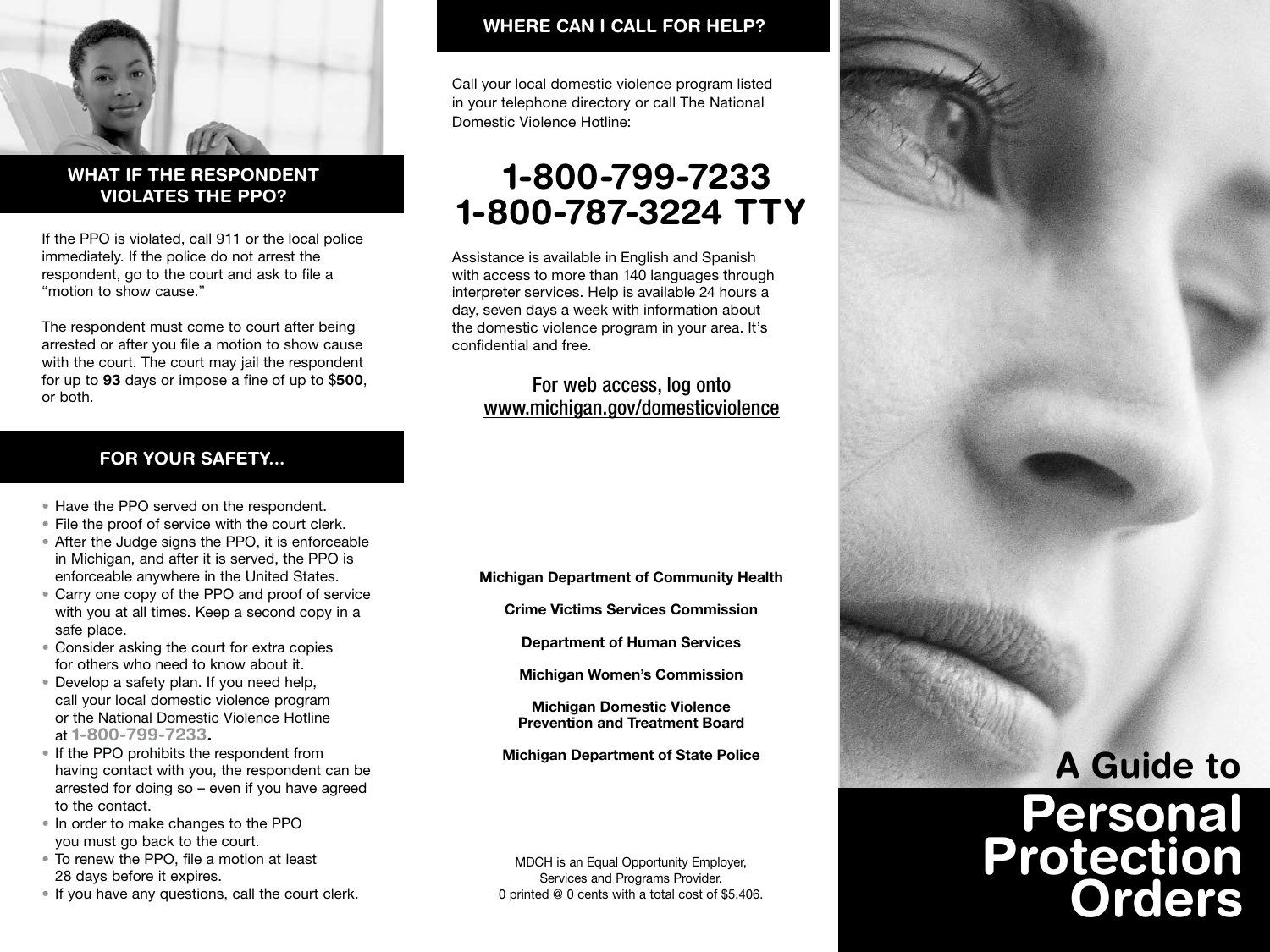## WHAT IF THE RESPONDENT VIOLATES THE PPO?

If the PPO is violated, call 911 or the local police immediately. If the police do not arrest the respondent, go to the court and ask to file a "motion to show cause."

The respondent must come to court after being arrested or after you file a motion to show cause with the court. The court may jail the respondent for up to **93** days or impose a fine of up to $**500**, or both.

## FOR YOUR SAFETY...

- Have the PPO served on the respondent.
- File the proof of service with the court clerk.
- After the Judge signs the PPO, it is enforceable in Michigan, and after it is served, the PPO is enforceable anywhere in the United States.
- Carry one copy of the PPO and proof of service with you at all times. Keep a second copy in a safe place.
- Consider asking the court for extra copies for others who need to know about it.
- Develop a safety plan. If you need help, call your local domestic violence program or the National Domestic Violence Hotline at **1-800-799-7233**.
- If the PPO prohibits the respondent from having contact with you, the respondent can be arrested for doing so – even if you have agreed to the contact.
- In order to make changes to the PPO you must go back to the court.
- To renew the PPO, file a motion at least 28 days before it expires.
- If you have any questions, call the court clerk.

## WHERE CAN I CALL FOR HELP?

Call your local domestic violence program listed in your telephone directory or call The National Domestic Violence Hotline:

# 1-800-799-7233
# 1-800-787-3224 TTY

Assistance is available in English and Spanish with access to more than 140 languages through interpreter services. Help is available 24 hours a day, seven days a week with information about the domestic violence program in your area. It's confidential and free.

For web access, log onto
www.michigan.gov/domesticviolence

**Michigan Department of Community Health**

**Crime Victims Services Commission**

**Department of Human Services**

**Michigan Women's Commission**

**Michigan Domestic Violence Prevention and Treatment Board**

**Michigan Department of State Police**

MDCH is an Equal Opportunity Employer, Services and Programs Provider.
0 printed @ 0 cents with a total cost of $5,406.

# A Guide to Personal Protection Orders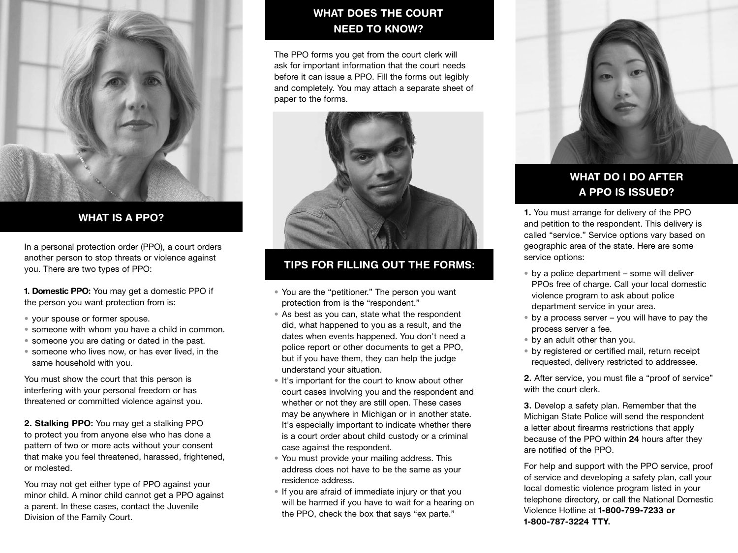## WHAT IS A PPO?

In a personal protection order (PPO), a court orders another person to stop threats or violence against you. There are two types of PPO:

**1. Domestic PPO:** You may get a domestic PPO if the person you want protection from is:

- your spouse or former spouse.
- someone with whom you have a child in common.
- someone you are dating or dated in the past.
- someone who lives now, or has ever lived, in the same household with you.

You must show the court that this person is interfering with your personal freedom or has threatened or committed violence against you.

**2. Stalking PPO:** You may get a stalking PPO to protect you from anyone else who has done a pattern of two or more acts without your consent that make you feel threatened, harassed, frightened, or molested.

You may not get either type of PPO against your minor child. A minor child cannot get a PPO against a parent. In these cases, contact the Juvenile Division of the Family Court.

## WHAT DOES THE COURT NEED TO KNOW?

The PPO forms you get from the court clerk will ask for important information that the court needs before it can issue a PPO. Fill the forms out legibly and completely. You may attach a separate sheet of paper to the forms.

## TIPS FOR FILLING OUT THE FORMS:

- You are the "petitioner." The person you want protection from is the "respondent."
- As best as you can, state what the respondent did, what happened to you as a result, and the dates when events happened. You don't need a police report or other documents to get a PPO, but if you have them, they can help the judge understand your situation.
- It's important for the court to know about other court cases involving you and the respondent and whether or not they are still open. These cases may be anywhere in Michigan or in another state. It's especially important to indicate whether there is a court order about child custody or a criminal case against the respondent.
- You must provide your mailing address. This address does not have to be the same as your residence address.
- If you are afraid of immediate injury or that you will be harmed if you have to wait for a hearing on the PPO, check the box that says "ex parte."

## WHAT DO I DO AFTER A PPO IS ISSUED?

**1.** You must arrange for delivery of the PPO and petition to the respondent. This delivery is called "service." Service options vary based on geographic area of the state. Here are some service options:

- by a police department – some will deliver PPOs free of charge. Call your local domestic violence program to ask about police department service in your area.
- by a process server – you will have to pay the process server a fee.
- by an adult other than you.
- by registered or certified mail, return receipt requested, delivery restricted to addressee.

**2.** After service, you must file a "proof of service" with the court clerk.

**3.** Develop a safety plan. Remember that the Michigan State Police will send the respondent a letter about firearms restrictions that apply because of the PPO within **24** hours after they are notified of the PPO.

For help and support with the PPO service, proof of service and developing a safety plan, call your local domestic violence program listed in your telephone directory, or call the National Domestic Violence Hotline at **1-800-799-7233 or 1-800-787-3224 TTY.**